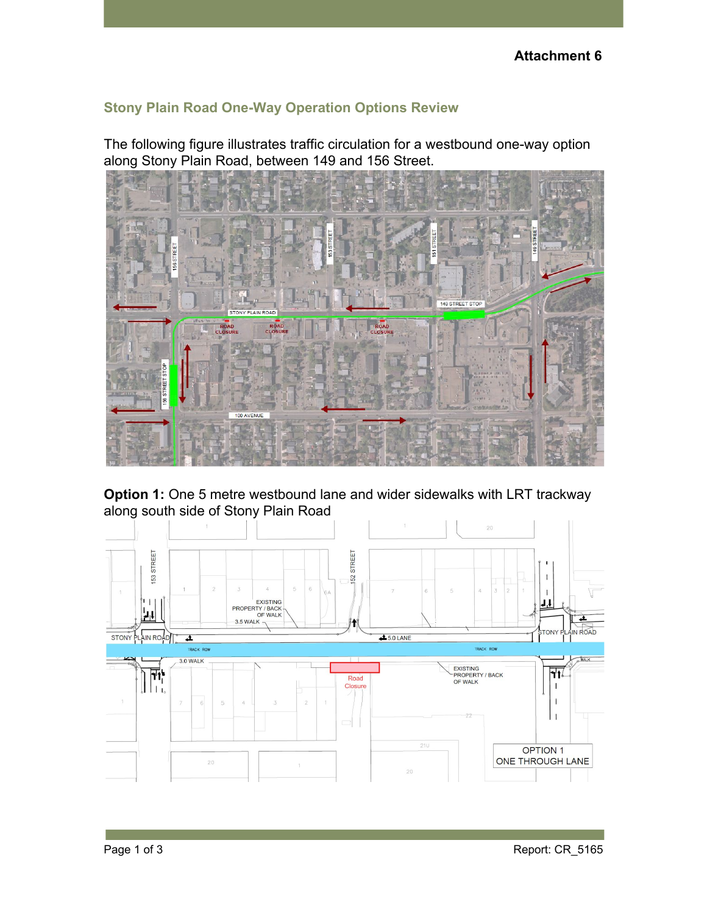**Attachment 6**

## Stony Plain Road One-Way Operation Options Review

The following figure illustrates traffic circulation for a westbound one-way option along Stony Plain Road, between 149 and 156 Street.

**Option 1:** One 5 metre westbound lane and wider sidewalks with LRT trackway along south side of Stony Plain Road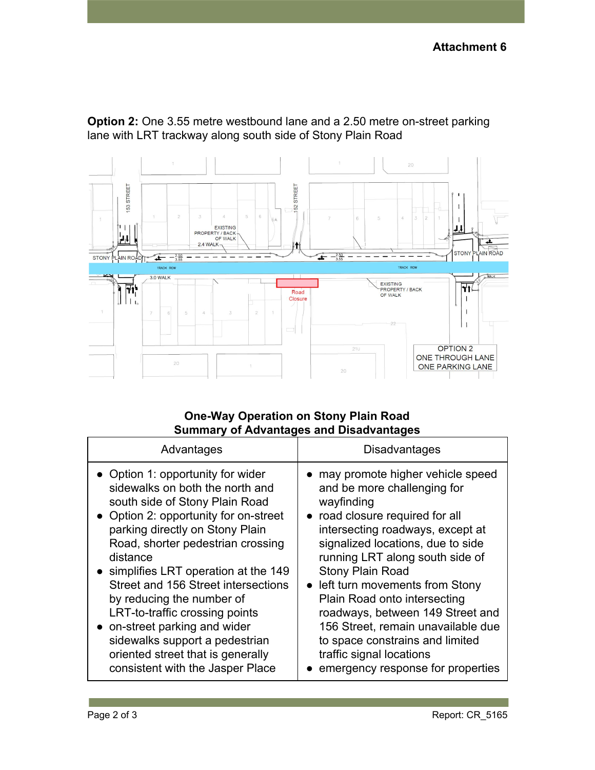**Attachment 6**

**Option 2:** One 3.55 metre westbound lane and a 2.50 metre on-street parking lane with LRT trackway along south side of Stony Plain Road

**One-Way Operation on Stony Plain Road**
**Summary of Advantages and Disadvantages**

| Advantages | Disadvantages |
| --- | --- |
| • Option 1: opportunity for wider sidewalks on both the north and south side of Stony Plain Road<br>• Option 2: opportunity for on-street parking directly on Stony Plain Road, shorter pedestrian crossing distance<br>• simplifies LRT operation at the 149 Street and 156 Street intersections by reducing the number of LRT-to-traffic crossing points<br>• on-street parking and wider sidewalks support a pedestrian oriented street that is generally consistent with the Jasper Place | • may promote higher vehicle speed and be more challenging for wayfinding<br>• road closure required for all intersecting roadways, except at signalized locations, due to side running LRT along south side of Stony Plain Road<br>• left turn movements from Stony Plain Road onto intersecting roadways, between 149 Street and 156 Street, remain unavailable due to space constrains and limited traffic signal locations<br>• emergency response for properties |

Report: CR_5165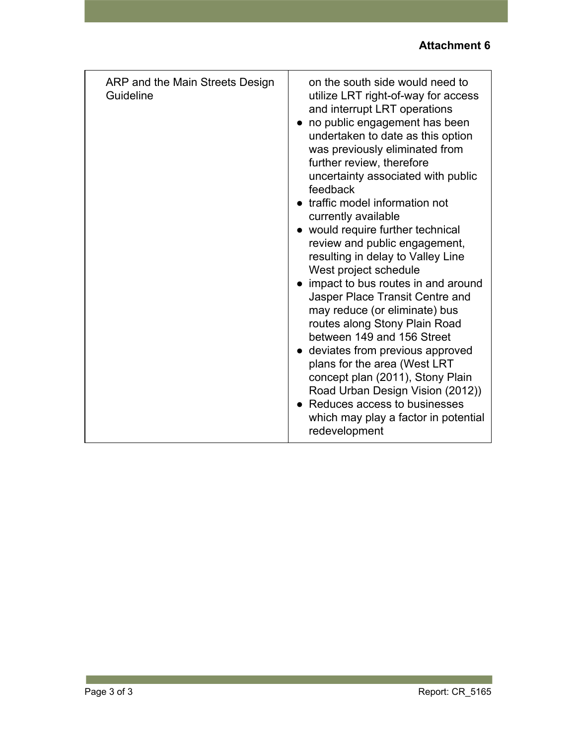Attachment 6

| | |
|---|---|
| ARP and the Main Streets Design Guideline | on the south side would need to utilize LRT right-of-way for access and interrupt LRT operations<br>● no public engagement has been undertaken to date as this option was previously eliminated from further review, therefore uncertainty associated with public feedback<br>● traffic model information not currently available<br>● would require further technical review and public engagement, resulting in delay to Valley Line West project schedule<br>● impact to bus routes in and around Jasper Place Transit Centre and may reduce (or eliminate) bus routes along Stony Plain Road between 149 and 156 Street<br>● deviates from previous approved plans for the area (West LRT concept plan (2011), Stony Plain Road Urban Design Vision (2012))<br>● Reduces access to businesses which may play a factor in potential redevelopment |